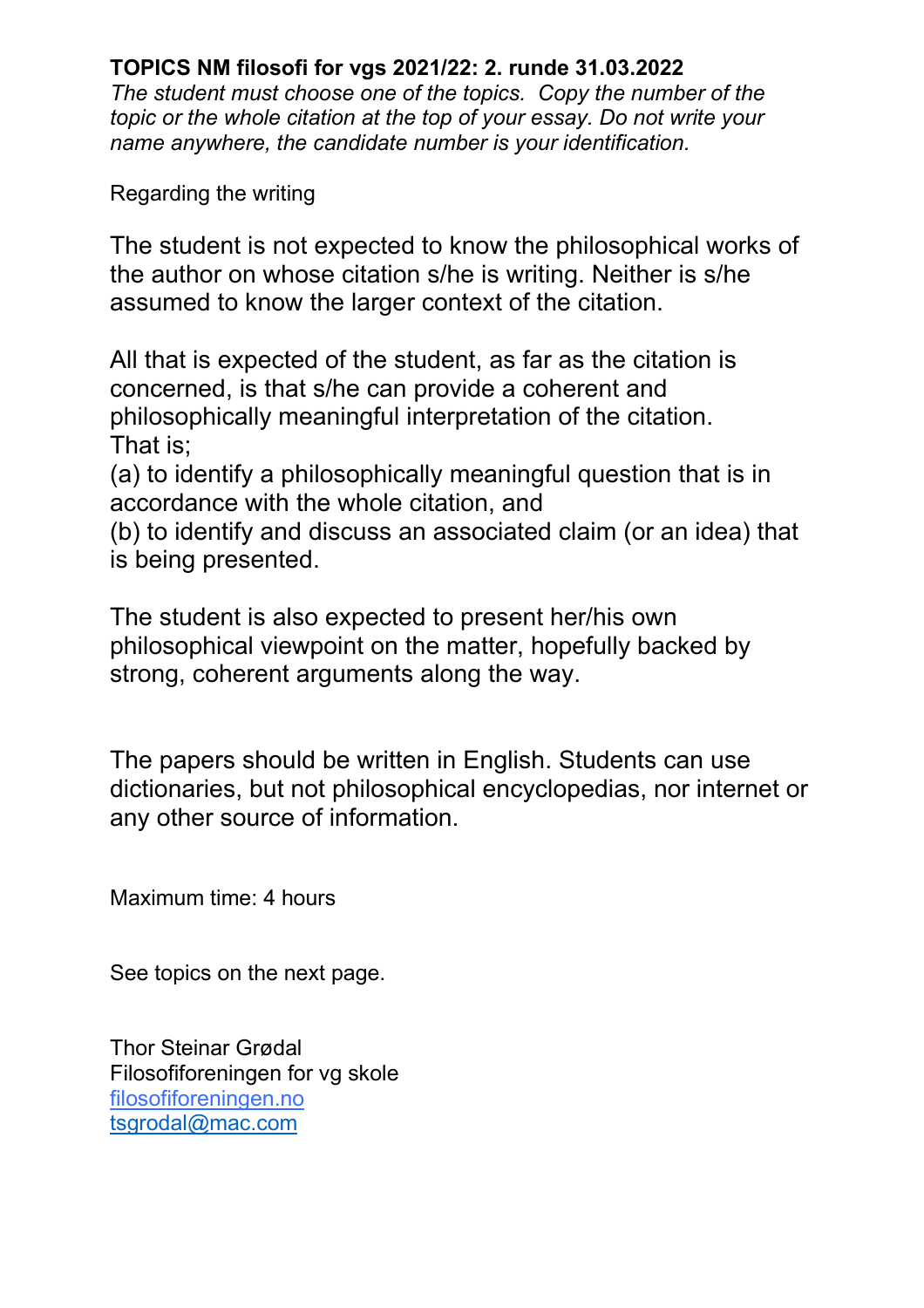**TOPICS NM filosofi for vgs 2021/22: 2. runde 31.03.2022**

*The student must choose one of the topics. Copy the number of the topic or the whole citation at the top of your essay. Do not write your name anywhere, the candidate number is your identification.*

Regarding the writing

The student is not expected to know the philosophical works of the author on whose citation s/he is writing. Neither is s/he assumed to know the larger context of the citation.

All that is expected of the student, as far as the citation is concerned, is that s/he can provide a coherent and philosophically meaningful interpretation of the citation.
That is;
(a) to identify a philosophically meaningful question that is in accordance with the whole citation, and
(b) to identify and discuss an associated claim (or an idea) that is being presented.

The student is also expected to present her/his own philosophical viewpoint on the matter, hopefully backed by strong, coherent arguments along the way.

The papers should be written in English. Students can use dictionaries, but not philosophical encyclopedias, nor internet or any other source of information.

Maximum time: 4 hours

See topics on the next page.

Thor Steinar Grødal
Filosofiforeningen for vg skole
[filosofiforeningen.no](filosofiforeningen.no)
[tsgrodal@mac.com](mailto:tsgrodal@mac.com)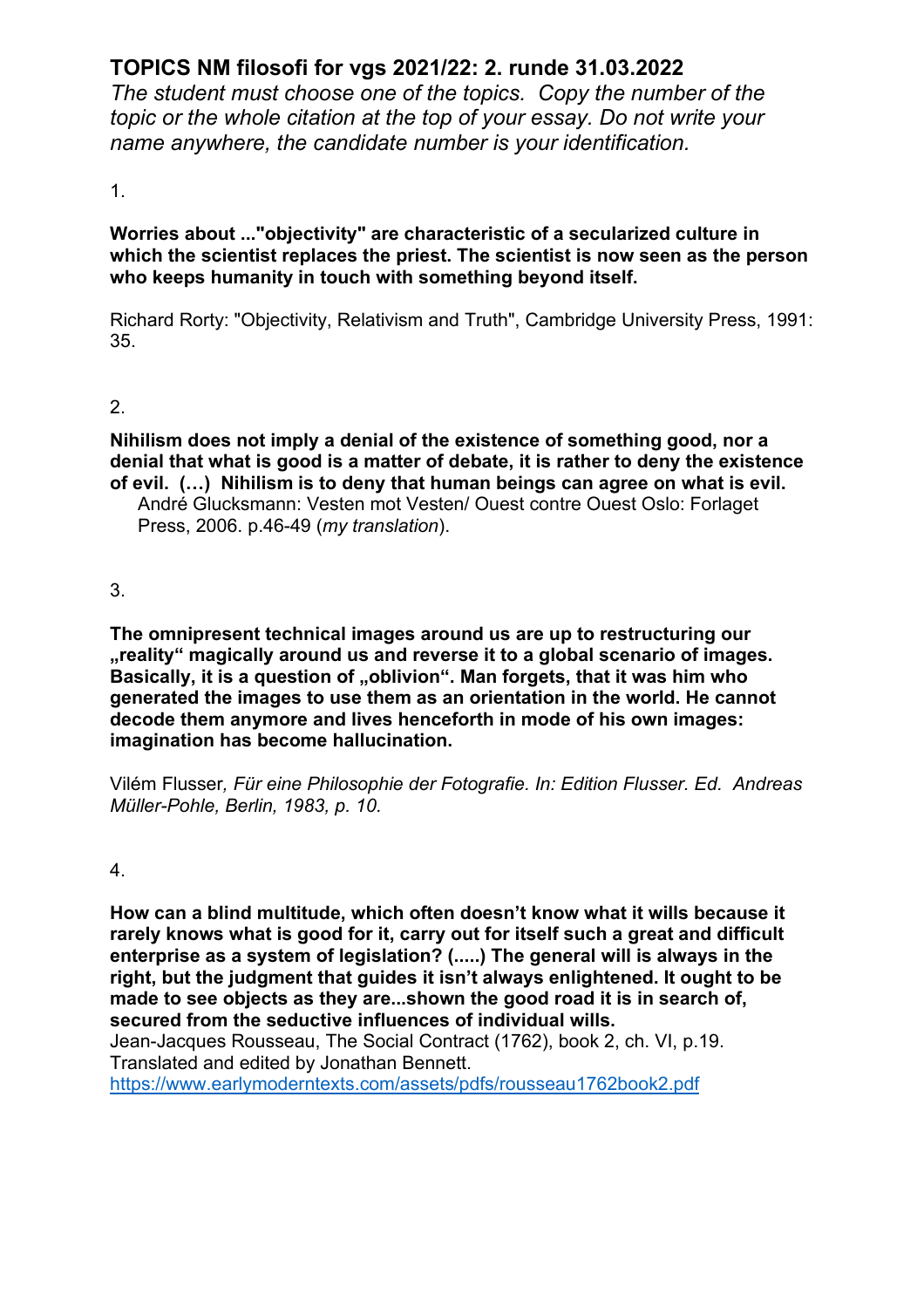# TOPICS NM filosofi for vgs 2021/22: 2. runde 31.03.2022

*The student must choose one of the topics. Copy the number of the topic or the whole citation at the top of your essay. Do not write your name anywhere, the candidate number is your identification.*

1.

**Worries about ..."objectivity" are characteristic of a secularized culture in which the scientist replaces the priest. The scientist is now seen as the person who keeps humanity in touch with something beyond itself.**

Richard Rorty: "Objectivity, Relativism and Truth", Cambridge University Press, 1991: 35.

2.

**Nihilism does not imply a denial of the existence of something good, nor a denial that what is good is a matter of debate, it is rather to deny the existence of evil. (…) Nihilism is to deny that human beings can agree on what is evil.**

André Glucksmann: Vesten mot Vesten/ Ouest contre Ouest Oslo: Forlaget Press, 2006. p.46-49 (*my translation*).

3.

**The omnipresent technical images around us are up to restructuring our „reality" magically around us and reverse it to a global scenario of images. Basically, it is a question of „oblivion". Man forgets, that it was him who generated the images to use them as an orientation in the world. He cannot decode them anymore and lives henceforth in mode of his own images: imagination has become hallucination.**

Vilém Flusser*, Für eine Philosophie der Fotografie. In: Edition Flusser. Ed. Andreas Müller-Pohle, Berlin, 1983, p. 10.*

4.

**How can a blind multitude, which often doesn't know what it wills because it rarely knows what is good for it, carry out for itself such a great and difficult enterprise as a system of legislation? (.....) The general will is always in the right, but the judgment that guides it isn't always enlightened. It ought to be made to see objects as they are...shown the good road it is in search of, secured from the seductive influences of individual wills.**

Jean-Jacques Rousseau, The Social Contract (1762), book 2, ch. VI, p.19. Translated and edited by Jonathan Bennett.

https://www.earlymoderntexts.com/assets/pdfs/rousseau1762book2.pdf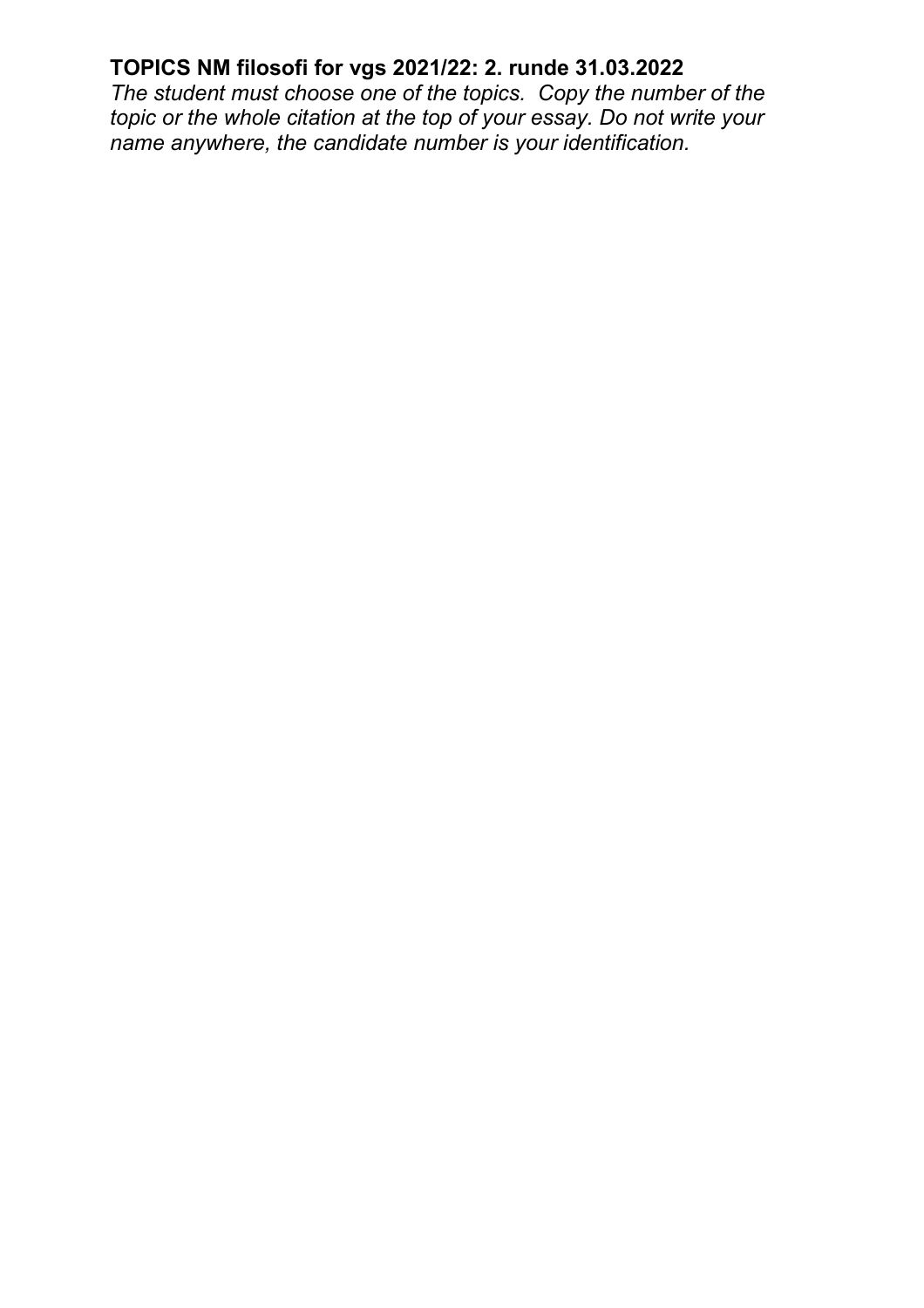## TOPICS NM filosofi for vgs 2021/22: 2. runde 31.03.2022

*The student must choose one of the topics. Copy the number of the topic or the whole citation at the top of your essay. Do not write your name anywhere, the candidate number is your identification.*